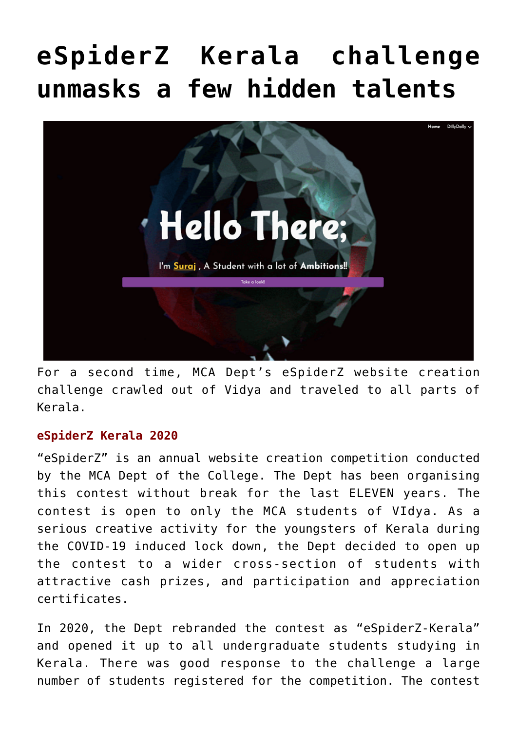# eSpiderZ Kerala challenge unmasks a few hidden talents

For a second time, MCA Dept's eSpiderZ website creation challenge crawled out of Vidya and traveled to all parts of Kerala.

### eSpiderZ Kerala 2020

"eSpiderZ" is an annual website creation competition conducted by the MCA Dept of the College. The Dept has been organising this contest without break for the last ELEVEN years. The contest is open to only the MCA students of VIdya. As a serious creative activity for the youngsters of Kerala during the COVID-19 induced lock down, the Dept decided to open up the contest to a wider cross-section of students with attractive cash prizes, and participation and appreciation certificates.

In 2020, the Dept rebranded the contest as "eSpiderZ-Kerala" and opened it up to all undergraduate students studying in Kerala. There was good response to the challenge a large number of students registered for the competition. The contest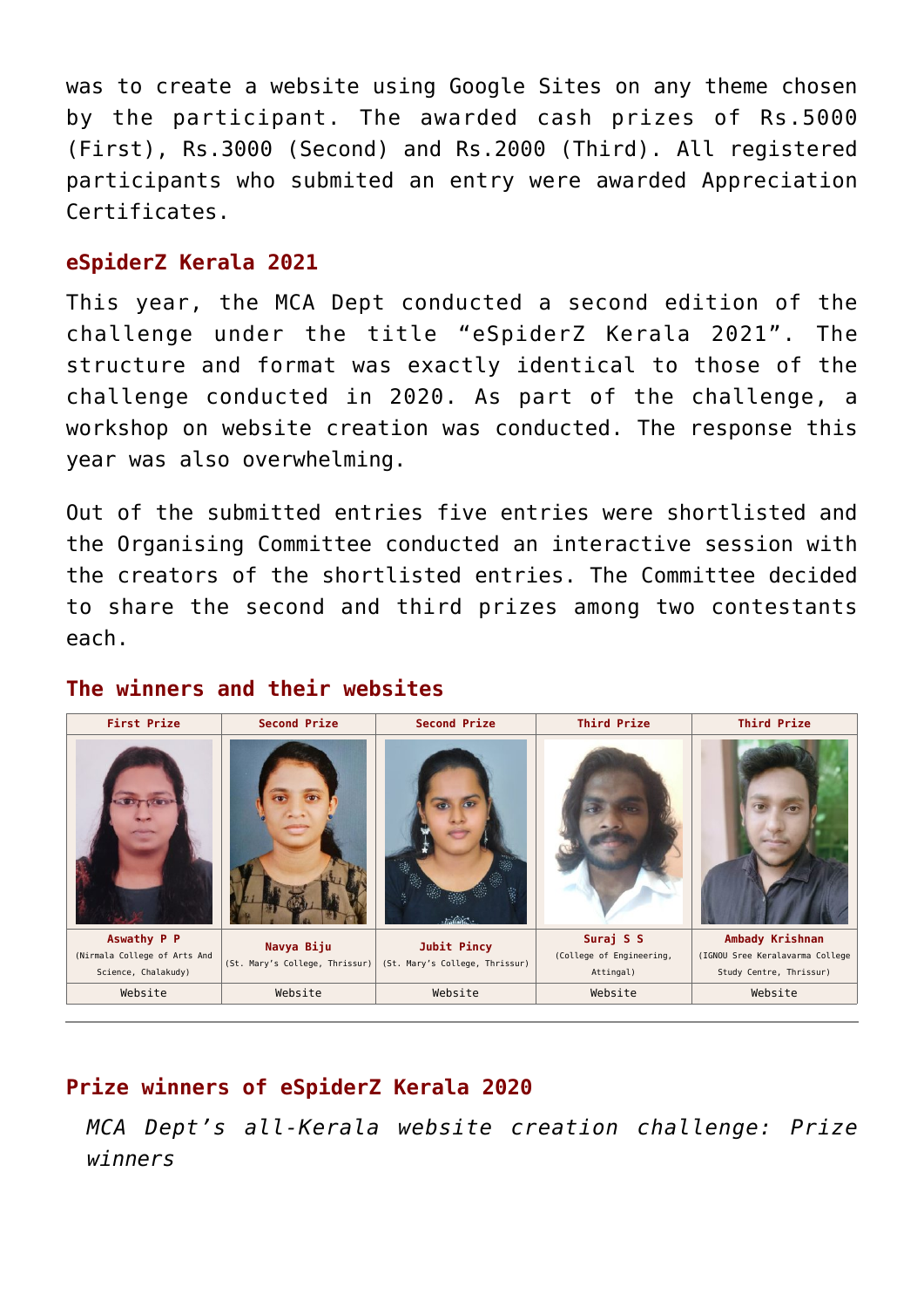was to create a website using Google Sites on any theme chosen by the participant. The awarded cash prizes of Rs.5000 (First), Rs.3000 (Second) and Rs.2000 (Third). All registered participants who submited an entry were awarded Appreciation Certificates.

### eSpiderZ Kerala 2021

This year, the MCA Dept conducted a second edition of the challenge under the title "eSpiderZ Kerala 2021". The structure and format was exactly identical to those of the challenge conducted in 2020. As part of the challenge, a workshop on website creation was conducted. The response this year was also overwhelming.

Out of the submitted entries five entries were shortlisted and the Organising Committee conducted an interactive session with the creators of the shortlisted entries. The Committee decided to share the second and third prizes among two contestants each.

### The winners and their websites

| First Prize | Second Prize | Second Prize | Third Prize | Third Prize |
|---|---|---|---|---|
| | | | | |
| **Aswathy P P** (Nirmala College of Arts And Science, Chalakudy) | **Navya Biju** (St. Mary's College, Thrissur) | **Jubit Pincy** (St. Mary's College, Thrissur) | **Suraj S S** (College of Engineering, Attingal) | **Ambady Krishnan** (IGNOU Sree Keralavarma College Study Centre, Thrissur) |
| Website | Website | Website | Website | Website |

---

### Prize winners of eSpiderZ Kerala 2020

> *MCA Dept's all-Kerala website creation challenge: Prize winners*